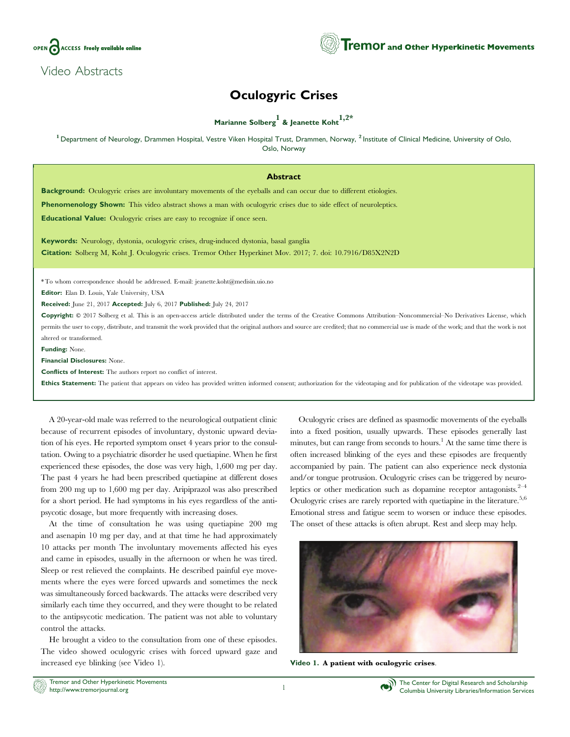Video Abstracts

# Oculogyric Crises

**Marianne Solberg[1] & Jeanette Koht[1,2*]**

[1] Department of Neurology, Drammen Hospital, Vestre Viken Hospital Trust, Drammen, Norway, [2] Institute of Clinical Medicine, University of Oslo, Oslo, Norway

## Abstract

**Background:** Oculogyric crises are involuntary movements of the eyeballs and can occur due to different etiologies.

**Phenomenology Shown:** This video abstract shows a man with oculogyric crises due to side effect of neuroleptics.

**Educational Value:** Oculogyric crises are easy to recognize if once seen.

**Keywords:** Neurology, dystonia, oculogyric crises, drug-induced dystonia, basal ganglia

**Citation:** Solberg M, Koht J. Oculogyric crises. Tremor Other Hyperkinet Mov. 2017; 7. doi: 10.7916/D85X2N2D

*To whom correspondence should be addressed. E-mail: jeanette.koht@medisin.uio.no

**Editor:** Elan D. Louis, Yale University, USA

**Received:** June 21, 2017 **Accepted:** July 6, 2017 **Published:** July 24, 2017

**Copyright:** © 2017 Solberg et al. This is an open-access article distributed under the terms of the Creative Commons Attribution–Noncommercial–No Derivatives License, which permits the user to copy, distribute, and transmit the work provided that the original authors and source are credited; that no commercial use is made of the work; and that the work is not altered or transformed.

**Funding:** None.

**Financial Disclosures:** None.

**Conflicts of Interest:** The authors report no conflict of interest.

**Ethics Statement:** The patient that appears on video has provided written informed consent; authorization for the videotaping and for publication of the videotape was provided.

A 20-year-old male was referred to the neurological outpatient clinic because of recurrent episodes of involuntary, dystonic upward deviation of his eyes. He reported symptom onset 4 years prior to the consultation. Owing to a psychiatric disorder he used quetiapine. When he first experienced these episodes, the dose was very high, 1,600 mg per day. The past 4 years he had been prescribed quetiapine at different doses from 200 mg up to 1,600 mg per day. Aripiprazol was also prescribed for a short period. He had symptoms in his eyes regardless of the antipsycotic dosage, but more frequently with increasing doses.

At the time of consultation he was using quetiapine 200 mg and asenapin 10 mg per day, and at that time he had approximately 10 attacks per month The involuntary movements affected his eyes and came in episodes, usually in the afternoon or when he was tired. Sleep or rest relieved the complaints. He described painful eye movements where the eyes were forced upwards and sometimes the neck was simultaneously forced backwards. The attacks were described very similarly each time they occurred, and they were thought to be related to the antipsycotic medication. The patient was not able to voluntary control the attacks.

He brought a video to the consultation from one of these episodes. The video showed oculogyric crises with forced upward gaze and increased eye blinking (see Video 1).

Oculogyric crises are defined as spasmodic movements of the eyeballs into a fixed position, usually upwards. These episodes generally last minutes, but can range from seconds to hours.[1] At the same time there is often increased blinking of the eyes and these episodes are frequently accompanied by pain. The patient can also experience neck dystonia and/or tongue protrusion. Oculogyric crises can be triggered by neuroleptics or other medication such as dopamine receptor antagonists.[2–4] Oculogyric crises are rarely reported with quetiapine in the literature.[5,6] Emotional stress and fatigue seem to worsen or induce these episodes. The onset of these attacks is often abrupt. Rest and sleep may help.

**Video 1. A patient with oculogyric crises**.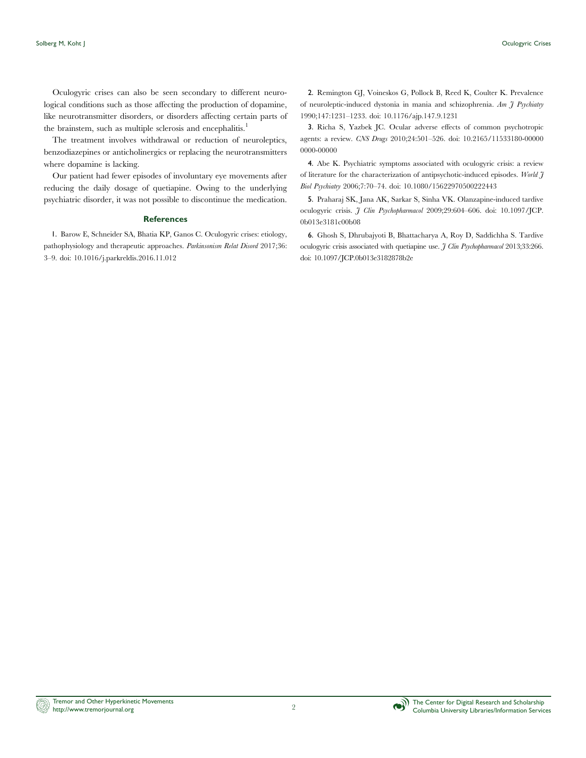Oculogyric crises can also be seen secondary to different neurological conditions such as those affecting the production of dopamine, like neurotransmitter disorders, or disorders affecting certain parts of the brainstem, such as multiple sclerosis and encephalitis.[1]

The treatment involves withdrawal or reduction of neuroleptics, benzodiazepines or anticholinergics or replacing the neurotransmitters where dopamine is lacking.

Our patient had fewer episodes of involuntary eye movements after reducing the daily dosage of quetiapine. Owing to the underlying psychiatric disorder, it was not possible to discontinue the medication.

## References

1. Barow E, Schneider SA, Bhatia KP, Ganos C. Oculogyric crises: etiology, pathophysiology and therapeutic approaches. *Parkinsonism Relat Disord* 2017;36: 3–9. doi: 10.1016/j.parkreldis.2016.11.012

2. Remington GJ, Voineskos G, Pollock B, Reed K, Coulter K. Prevalence of neuroleptic-induced dystonia in mania and schizophrenia. *Am J Psychiatry* 1990;147:1231–1233. doi: 10.1176/ajp.147.9.1231

3. Richa S, Yazbek JC. Ocular adverse effects of common psychotropic agents: a review. *CNS Drugs* 2010;24:501–526. doi: 10.2165/11533180-000000000-00000

4. Abe K. Psychiatric symptoms associated with oculogyric crisis: a review of literature for the characterization of antipsychotic-induced episodes. *World J Biol Psychiatry* 2006;7:70–74. doi: 10.1080/15622970500222443

5. Praharaj SK, Jana AK, Sarkar S, Sinha VK. Olanzapine-induced tardive oculogyric crisis. *J Clin Psychopharmacol* 2009;29:604–606. doi: 10.1097/JCP.0b013e3181c00b08

6. Ghosh S, Dhrubajyoti B, Bhattacharya A, Roy D, Saddichha S. Tardive oculogyric crisis associated with quetiapine use. *J Clin Psychopharmacol* 2013;33:266. doi: 10.1097/JCP.0b013e3182878b2e